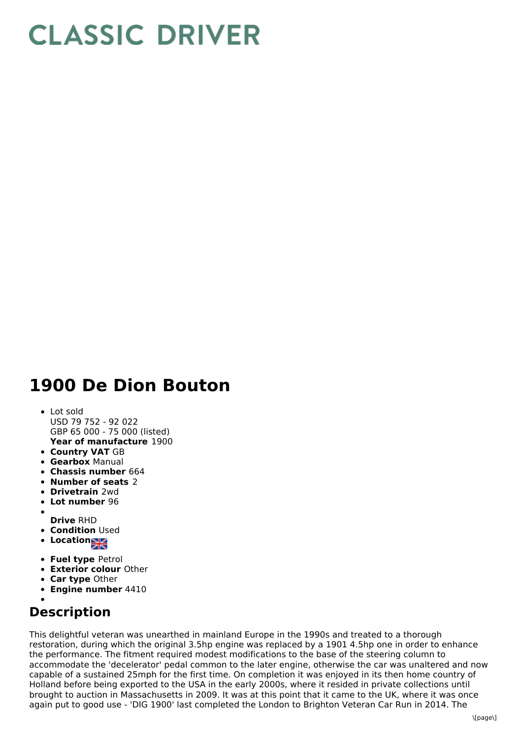# CLASSIC DRIVER

# 1900 De Dion Bouton

- Lot sold  
USD 79 752 - 92 022  
GBP 65 000 - 75 000 (listed)  
**Year of manufacture** 1900
- **Country VAT** GB
- **Gearbox** Manual
- **Chassis number** 664
- **Number of seats** 2
- **Drivetrain** 2wd
- **Lot number** 96
- **Drive** RHD
- **Condition** Used
- **Location**
- **Fuel type** Petrol
- **Exterior colour** Other
- **Car type** Other
- **Engine number** 4410

## Description

This delightful veteran was unearthed in mainland Europe in the 1990s and treated to a thorough restoration, during which the original 3.5hp engine was replaced by a 1901 4.5hp one in order to enhance the performance. The fitment required modest modifications to the base of the steering column to accommodate the 'decelerator' pedal common to the later engine, otherwise the car was unaltered and now capable of a sustained 25mph for the first time. On completion it was enjoyed in its then home country of Holland before being exported to the USA in the early 2000s, where it resided in private collections until brought to auction in Massachusetts in 2009. It was at this point that it came to the UK, where it was once again put to good use - 'DIG 1900' last completed the London to Brighton Veteran Car Run in 2014. The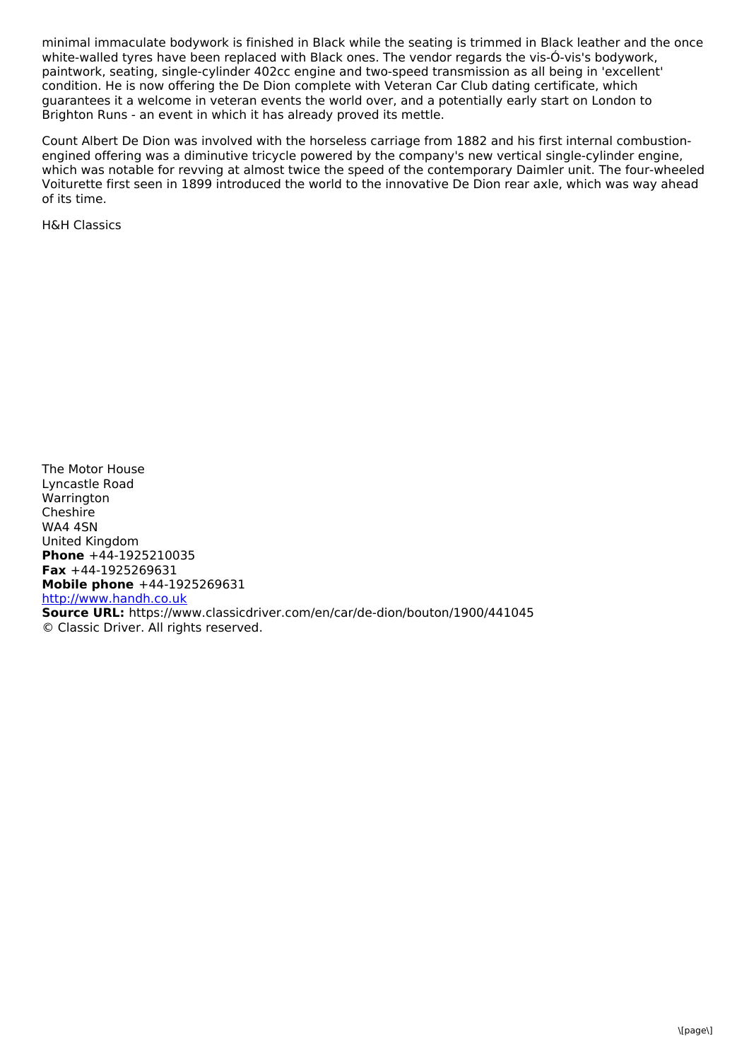minimal immaculate bodywork is finished in Black while the seating is trimmed in Black leather and the once white-walled tyres have been replaced with Black ones. The vendor regards the vis-Ó-vis's bodywork, paintwork, seating, single-cylinder 402cc engine and two-speed transmission as all being in 'excellent' condition. He is now offering the De Dion complete with Veteran Car Club dating certificate, which guarantees it a welcome in veteran events the world over, and a potentially early start on London to Brighton Runs - an event in which it has already proved its mettle.

Count Albert De Dion was involved with the horseless carriage from 1882 and his first internal combustion-engined offering was a diminutive tricycle powered by the company's new vertical single-cylinder engine, which was notable for revving at almost twice the speed of the contemporary Daimler unit. The four-wheeled Voiturette first seen in 1899 introduced the world to the innovative De Dion rear axle, which was way ahead of its time.

H&H Classics

The Motor House
Lyncastle Road
Warrington
Cheshire
WA4 4SN
United Kingdom
**Phone** +44-1925210035
**Fax** +44-1925269631
**Mobile phone** +44-1925269631
[http://www.handh.co.uk](http://www.handh.co.uk)
**Source URL:** https://www.classicdriver.com/en/car/de-dion/bouton/1900/441045
© Classic Driver. All rights reserved.